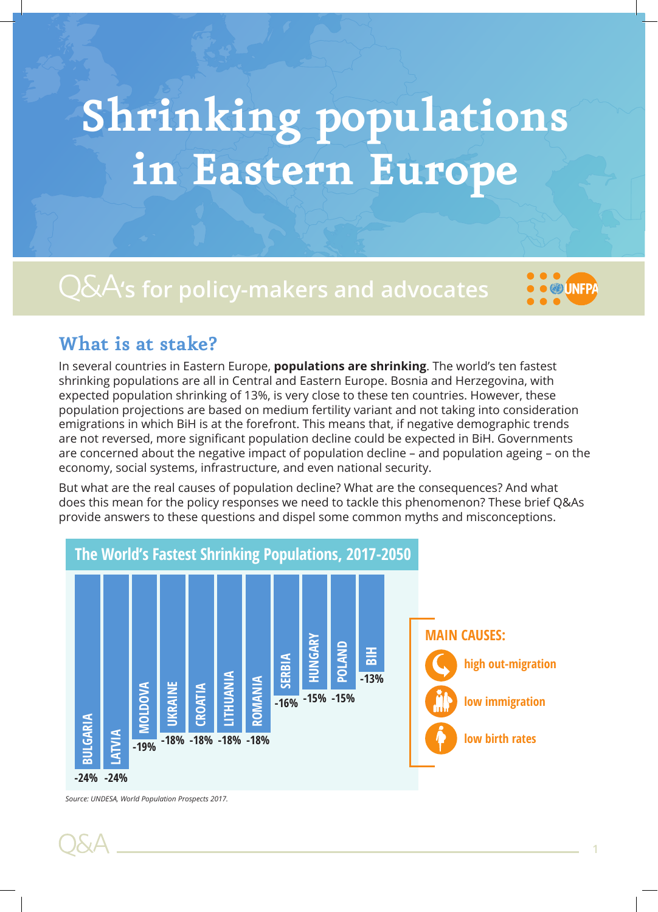# Shrinking populations in Eastern Europe

## Q&A's for policy-makers and advocates

UNFPA

## What is at stake?

In several countries in Eastern Europe, **populations are shrinking**. The world's ten fastest shrinking populations are all in Central and Eastern Europe. Bosnia and Herzegovina, with expected population shrinking of 13%, is very close to these ten countries. However, these population projections are based on medium fertility variant and not taking into consideration emigrations in which BiH is at the forefront. This means that, if negative demographic trends are not reversed, more significant population decline could be expected in BiH. Governments are concerned about the negative impact of population decline – and population ageing – on the economy, social systems, infrastructure, and even national security.

But what are the real causes of population decline? What are the consequences? And what does this mean for the policy responses we need to tackle this phenomenon? These brief Q&As provide answers to these questions and dispel some common myths and misconceptions.

**The World's Fastest Shrinking Populations, 2017-2050**

BULGARIA -24%
LATVIA -24%
MOLDOVA -19%
UKRAINE -18%
CROATIA -18%
LITHUANIA -18%
ROMANIA -18%
SERBIA -16%
HUNGARY -15%
POLAND -15%
BIH -13%

*Source: UNDESA, World Population Prospects 2017.*

**MAIN CAUSES:**

- high out-migration
- low immigration
- low birth rates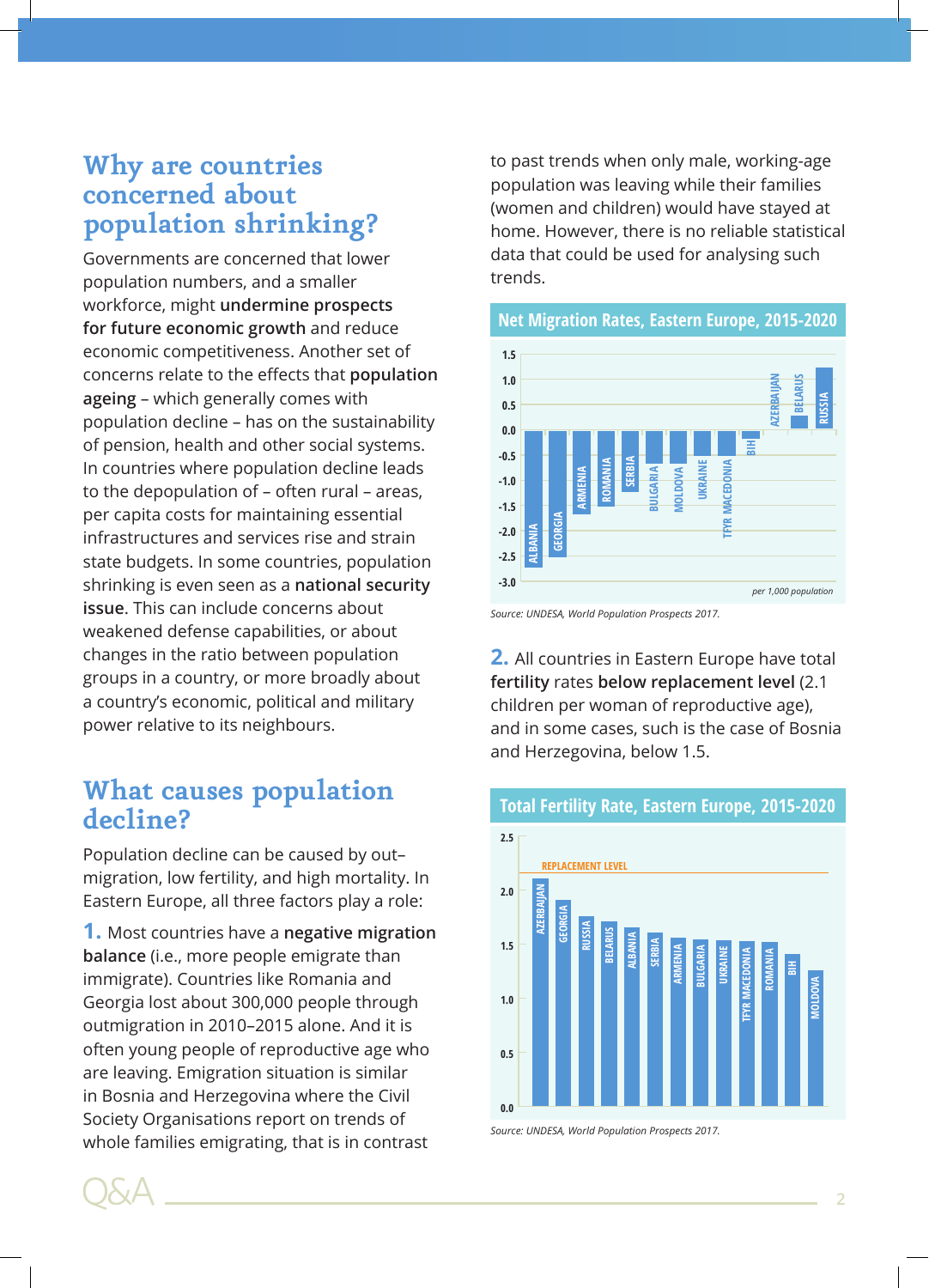## Why are countries concerned about population shrinking?

Governments are concerned that lower population numbers, and a smaller workforce, might **undermine prospects for future economic growth** and reduce economic competitiveness. Another set of concerns relate to the effects that **population ageing** – which generally comes with population decline – has on the sustainability of pension, health and other social systems. In countries where population decline leads to the depopulation of – often rural – areas, per capita costs for maintaining essential infrastructures and services rise and strain state budgets. In some countries, population shrinking is even seen as a **national security issue**. This can include concerns about weakened defense capabilities, or about changes in the ratio between population groups in a country, or more broadly about a country's economic, political and military power relative to its neighbours.

## What causes population decline?

Population decline can be caused by out–migration, low fertility, and high mortality. In Eastern Europe, all three factors play a role:

**1.** Most countries have a **negative migration balance** (i.e., more people emigrate than immigrate). Countries like Romania and Georgia lost about 300,000 people through outmigration in 2010–2015 alone. And it is often young people of reproductive age who are leaving. Emigration situation is similar in Bosnia and Herzegovina where the Civil Society Organisations report on trends of whole families emigrating, that is in contrast to past trends when only male, working-age population was leaving while their families (women and children) would have stayed at home. However, there is no reliable statistical data that could be used for analysing such trends.

**Net Migration Rates, Eastern Europe, 2015-2020**

1.5
1.0
0.5
0.0
-0.5
-1.0
-1.5
-2.0
-2.5
-3.0

ALBANIA
GEORGIA
ARMENIA
ROMANIA
SERBIA
BULGARIA
MOLDOVA
UKRAINE
TFYR MACEDONIA
BIH
AZERBAIJAN
BELARUS
RUSSIA

per 1,000 population

*Source: UNDESA, World Population Prospects 2017.*

**2.** All countries in Eastern Europe have total **fertility** rates **below replacement level** (2.1 children per woman of reproductive age), and in some cases, such is the case of Bosnia and Herzegovina, below 1.5.

**Total Fertility Rate, Eastern Europe, 2015-2020**

2.5
2.0
1.5
1.0
0.5
0.0

REPLACEMENT LEVEL

AZERBAIJAN
GEORGIA
RUSSIA
BELARUS
ALBANIA
SERBIA
ARMENIA
BULGARIA
UKRAINE
TFYR MACEDONIA
ROMANIA
BIH
MOLDOVA

*Source: UNDESA, World Population Prospects 2017.*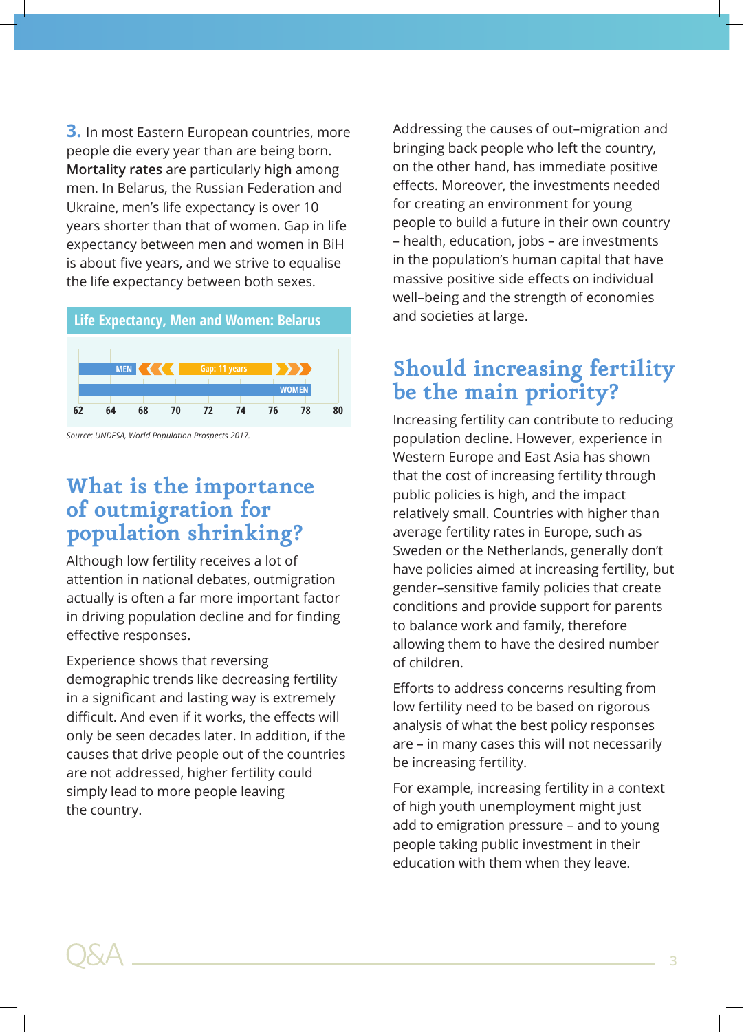**3.** In most Eastern European countries, more people die every year than are being born. **Mortality rates** are particularly **high** among men. In Belarus, the Russian Federation and Ukraine, men's life expectancy is over 10 years shorter than that of women. Gap in life expectancy between men and women in BiH is about five years, and we strive to equalise the life expectancy between both sexes.

**Life Expectancy, Men and Women: Belarus**

MEN

Gap: 11 years

WOMEN

62 64 68 70 72 74 76 78 80

*Source: UNDESA, World Population Prospects 2017.*

## What is the importance of outmigration for population shrinking?

Although low fertility receives a lot of attention in national debates, outmigration actually is often a far more important factor in driving population decline and for finding effective responses.

Experience shows that reversing demographic trends like decreasing fertility in a significant and lasting way is extremely difficult. And even if it works, the effects will only be seen decades later. In addition, if the causes that drive people out of the countries are not addressed, higher fertility could simply lead to more people leaving the country.

Addressing the causes of out–migration and bringing back people who left the country, on the other hand, has immediate positive effects. Moreover, the investments needed for creating an environment for young people to build a future in their own country – health, education, jobs – are investments in the population's human capital that have massive positive side effects on individual well–being and the strength of economies and societies at large.

## Should increasing fertility be the main priority?

Increasing fertility can contribute to reducing population decline. However, experience in Western Europe and East Asia has shown that the cost of increasing fertility through public policies is high, and the impact relatively small. Countries with higher than average fertility rates in Europe, such as Sweden or the Netherlands, generally don't have policies aimed at increasing fertility, but gender–sensitive family policies that create conditions and provide support for parents to balance work and family, therefore allowing them to have the desired number of children.

Efforts to address concerns resulting from low fertility need to be based on rigorous analysis of what the best policy responses are – in many cases this will not necessarily be increasing fertility.

For example, increasing fertility in a context of high youth unemployment might just add to emigration pressure – and to young people taking public investment in their education with them when they leave.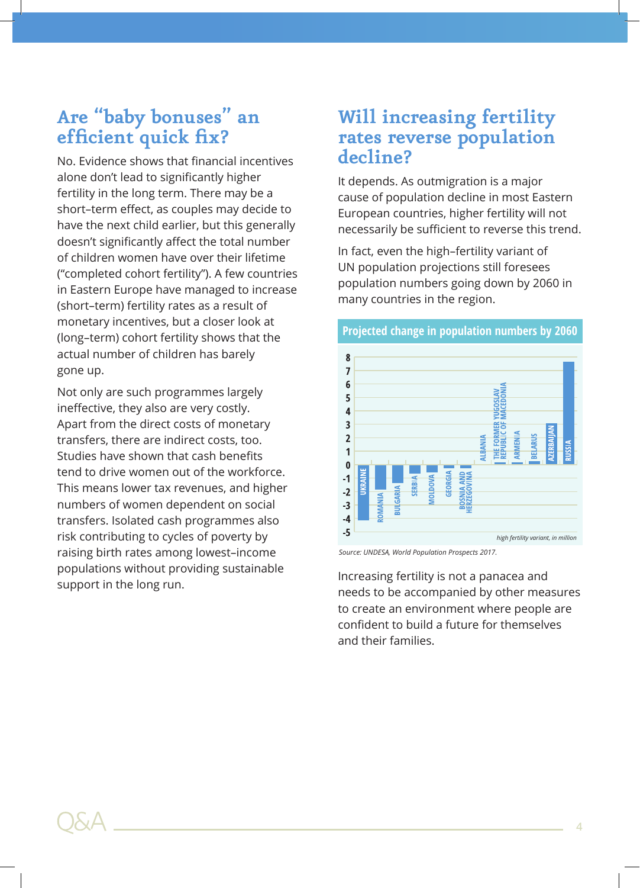## Are "baby bonuses" an efficient quick fix?

No. Evidence shows that financial incentives alone don't lead to significantly higher fertility in the long term. There may be a short–term effect, as couples may decide to have the next child earlier, but this generally doesn't significantly affect the total number of children women have over their lifetime ("completed cohort fertility"). A few countries in Eastern Europe have managed to increase (short–term) fertility rates as a result of monetary incentives, but a closer look at (long–term) cohort fertility shows that the actual number of children has barely gone up.

Not only are such programmes largely ineffective, they also are very costly. Apart from the direct costs of monetary transfers, there are indirect costs, too. Studies have shown that cash benefits tend to drive women out of the workforce. This means lower tax revenues, and higher numbers of women dependent on social transfers. Isolated cash programmes also risk contributing to cycles of poverty by raising birth rates among lowest–income populations without providing sustainable support in the long run.

## Will increasing fertility rates reverse population decline?

It depends. As outmigration is a major cause of population decline in most Eastern European countries, higher fertility will not necessarily be sufficient to reverse this trend.

In fact, even the high–fertility variant of UN population projections still foresees population numbers going down by 2060 in many countries in the region.

**Projected change in population numbers by 2060**

8
7
6
5
4
3
2
1
0
-1
-2
-3
-4
-5

UKRAINE
ROMANIA
BULGARIA
SERBIA
MOLDOVA
GEORGIA
BOSNIA AND HERZEGOVINA
ALBANIA
THE FORMER YUGOSLAV REPUBLIC OF MACEDONIA
ARMENIA
BELARUS
AZERBAIJAN
RUSSIA

*high fertility variant, in million*

*Source: UNDESA, World Population Prospects 2017.*

Increasing fertility is not a panacea and needs to be accompanied by other measures to create an environment where people are confident to build a future for themselves and their families.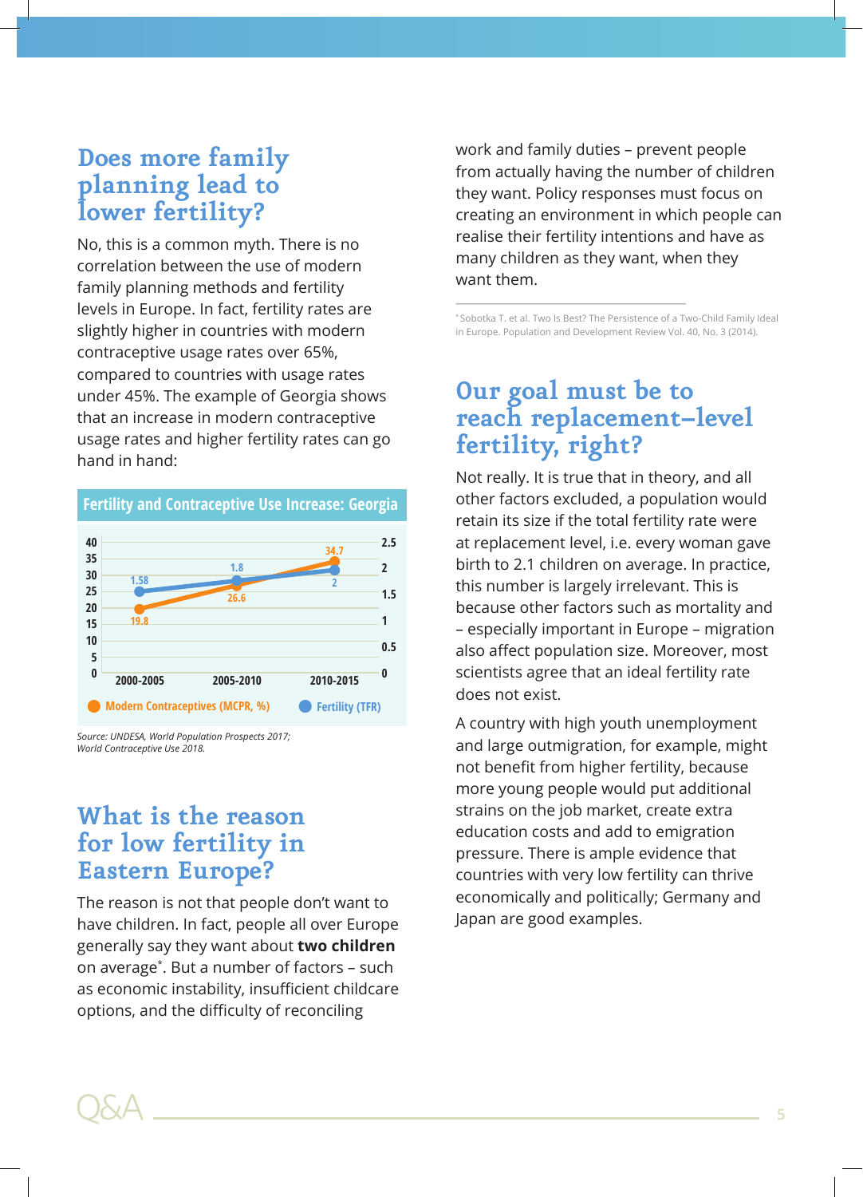## Does more family planning lead to lower fertility?

No, this is a common myth. There is no correlation between the use of modern family planning methods and fertility levels in Europe. In fact, fertility rates are slightly higher in countries with modern contraceptive usage rates over 65%, compared to countries with usage rates under 45%. The example of Georgia shows that an increase in modern contraceptive usage rates and higher fertility rates can go hand in hand:

**Fertility and Contraceptive Use Increase: Georgia**

40
35
30
25
20
15
10
5
0

2.5
2
1.5
1
0.5
0

1.58
1.8
2
19.8
26.6
34.7

2000-2005
2005-2010
2010-2015

Modern Contraceptives (MCPR, %)
Fertility (TFR)

*Source: UNDESA, World Population Prospects 2017; World Contraceptive Use 2018.*

## What is the reason for low fertility in Eastern Europe?

The reason is not that people don't want to have children. In fact, people all over Europe generally say they want about **two children** on average*. But a number of factors – such as economic instability, insufficient childcare options, and the difficulty of reconciling work and family duties – prevent people from actually having the number of children they want. Policy responses must focus on creating an environment in which people can realise their fertility intentions and have as many children as they want, when they want them.

* Sobotka T. et al. Two Is Best? The Persistence of a Two-Child Family Ideal in Europe. Population and Development Review Vol. 40, No. 3 (2014).

## Our goal must be to reach replacement-level fertility, right?

Not really. It is true that in theory, and all other factors excluded, a population would retain its size if the total fertility rate were at replacement level, i.e. every woman gave birth to 2.1 children on average. In practice, this number is largely irrelevant. This is because other factors such as mortality and – especially important in Europe – migration also affect population size. Moreover, most scientists agree that an ideal fertility rate does not exist.

A country with high youth unemployment and large outmigration, for example, might not benefit from higher fertility, because more young people would put additional strains on the job market, create extra education costs and add to emigration pressure. There is ample evidence that countries with very low fertility can thrive economically and politically; Germany and Japan are good examples.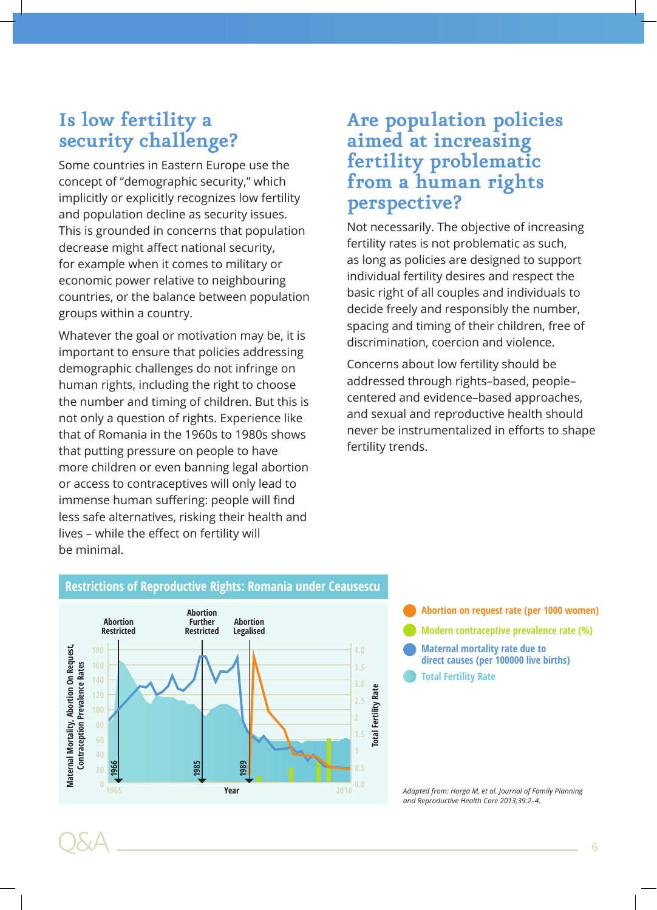## Is low fertility a security challenge?

Some countries in Eastern Europe use the concept of "demographic security," which implicitly or explicitly recognizes low fertility and population decline as security issues. This is grounded in concerns that population decrease might affect national security, for example when it comes to military or economic power relative to neighbouring countries, or the balance between population groups within a country.

Whatever the goal or motivation may be, it is important to ensure that policies addressing demographic challenges do not infringe on human rights, including the right to choose the number and timing of children. But this is not only a question of rights. Experience like that of Romania in the 1960s to 1980s shows that putting pressure on people to have more children or even banning legal abortion or access to contraceptives will only lead to immense human suffering: people will find less safe alternatives, risking their health and lives – while the effect on fertility will be minimal.

## Are population policies aimed at increasing fertility problematic from a human rights perspective?

Not necessarily. The objective of increasing fertility rates is not problematic as such, as long as policies are designed to support individual fertility desires and respect the basic right of all couples and individuals to decide freely and responsibly the number, spacing and timing of their children, free of discrimination, coercion and violence.

Concerns about low fertility should be addressed through rights–based, people–centered and evidence–based approaches, and sexual and reproductive health should never be instrumentalized in efforts to shape fertility trends.

**Restrictions of Reproductive Rights: Romania under Ceausescu**

Abortion Restricted
Abortion Further Restricted
Abortion Legalised

Maternal Mortality, Abortion On Request, Contraception Prevalence Rates
180
160
140
120
100
80
60
40
20
0

Total Fertility Rate
4.0
3.5
3.0
2.5
2
1.5
1
0.5
0.0

1966
1985
1989

1965
Year
2010

Abortion on request rate (per 1000 women)
Modern contraceptive prevalence rate (%)
Maternal mortality rate due to direct causes (per 100000 live births)
Total Fertility Rate

*Adapted from: Horga M, et al. Journal of Family Planning and Reproductive Health Care 2013;39:2–4.*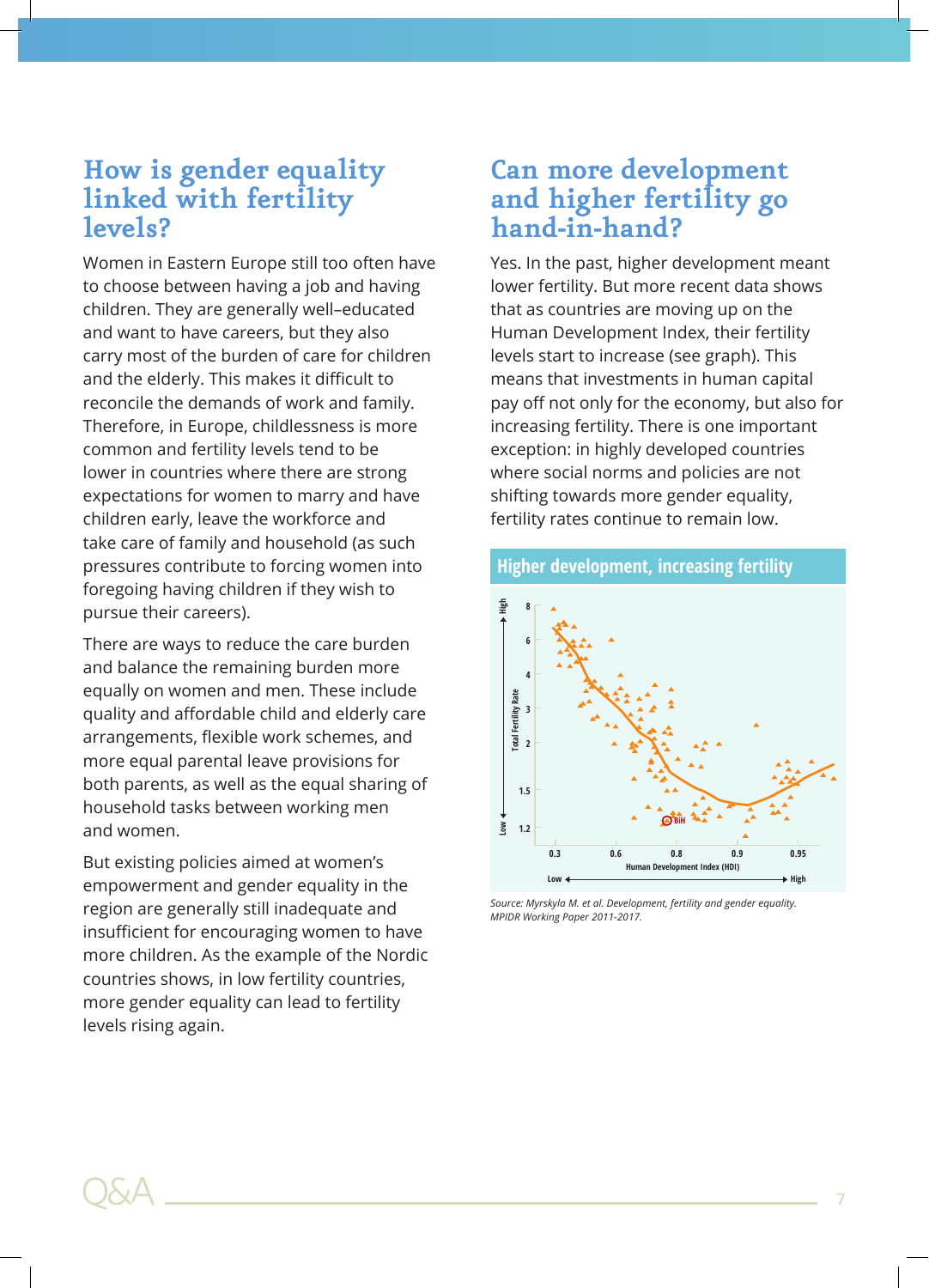## How is gender equality linked with fertility levels?

Women in Eastern Europe still too often have to choose between having a job and having children. They are generally well–educated and want to have careers, but they also carry most of the burden of care for children and the elderly. This makes it difficult to reconcile the demands of work and family. Therefore, in Europe, childlessness is more common and fertility levels tend to be lower in countries where there are strong expectations for women to marry and have children early, leave the workforce and take care of family and household (as such pressures contribute to forcing women into foregoing having children if they wish to pursue their careers).

There are ways to reduce the care burden and balance the remaining burden more equally on women and men. These include quality and affordable child and elderly care arrangements, flexible work schemes, and more equal parental leave provisions for both parents, as well as the equal sharing of household tasks between working men and women.

But existing policies aimed at women's empowerment and gender equality in the region are generally still inadequate and insufficient for encouraging women to have more children. As the example of the Nordic countries shows, in low fertility countries, more gender equality can lead to fertility levels rising again.

## Can more development and higher fertility go hand-in-hand?

Yes. In the past, higher development meant lower fertility. But more recent data shows that as countries are moving up on the Human Development Index, their fertility levels start to increase (see graph). This means that investments in human capital pay off not only for the economy, but also for increasing fertility. There is one important exception: in highly developed countries where social norms and policies are not shifting towards more gender equality, fertility rates continue to remain low.

**Higher development, increasing fertility**

Total Fertility Rate

High

Low

8
6
4
3
2
1.5
1.2

BiH

0.3
0.6
0.8
0.9
0.95

Human Development Index (HDI)

Low
High

*Source: Myrskyla M. et al. Development, fertility and gender equality. MPIDR Working Paper 2011-2017.*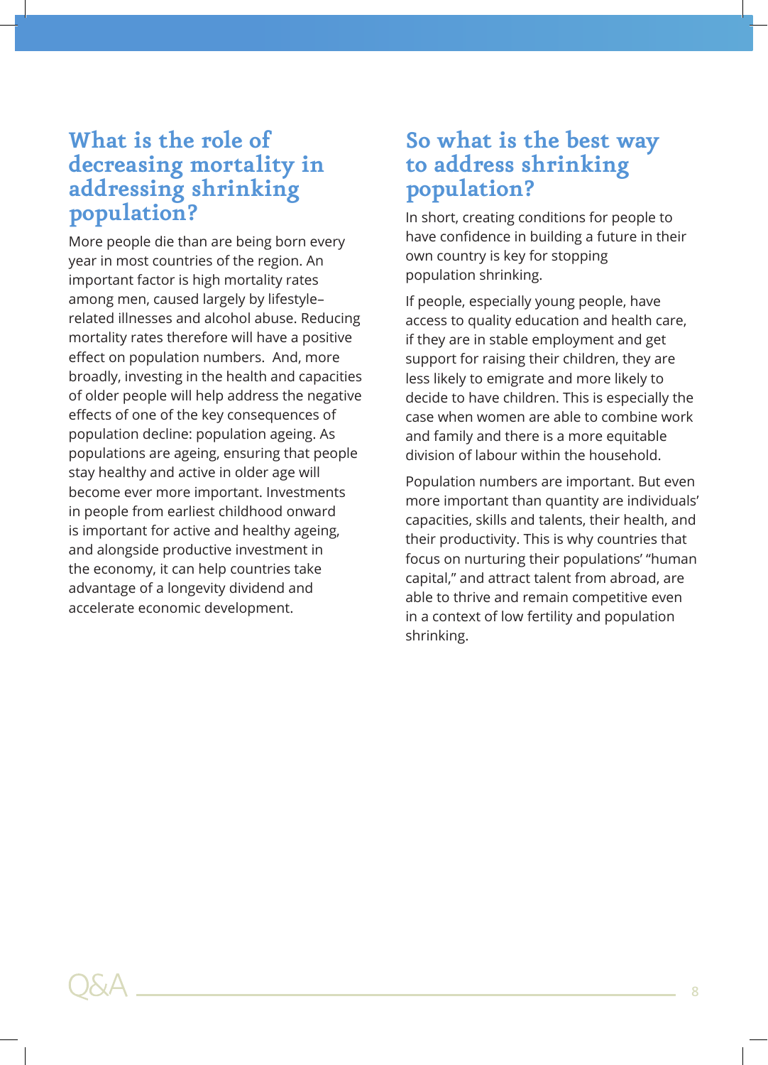## What is the role of decreasing mortality in addressing shrinking population?

More people die than are born every year in most countries of the region. An important factor is high mortality rates among men, caused largely by lifestyle–related illnesses and alcohol abuse. Reducing mortality rates therefore will have a positive effect on population numbers. And, more broadly, investing in the health and capacities of older people will help address the negative effects of one of the key consequences of population decline: population ageing. As populations are ageing, ensuring that people stay healthy and active in older age will become ever more important. Investments in people from earliest childhood onward is important for active and healthy ageing, and alongside productive investment in the economy, it can help countries take advantage of a longevity dividend and accelerate economic development.

## So what is the best way to address shrinking population?

In short, creating conditions for people to have confidence in building a future in their own country is key for stopping population shrinking.

If people, especially young people, have access to quality education and health care, if they are in stable employment and get support for raising their children, they are less likely to emigrate and more likely to decide to have children. This is especially the case when women are able to combine work and family and there is a more equitable division of labour within the household.

Population numbers are important. But even more important than quantity are individuals' capacities, skills and talents, their health, and their productivity. This is why countries that focus on nurturing their populations' "human capital," and attract talent from abroad, are able to thrive and remain competitive even in a context of low fertility and population shrinking.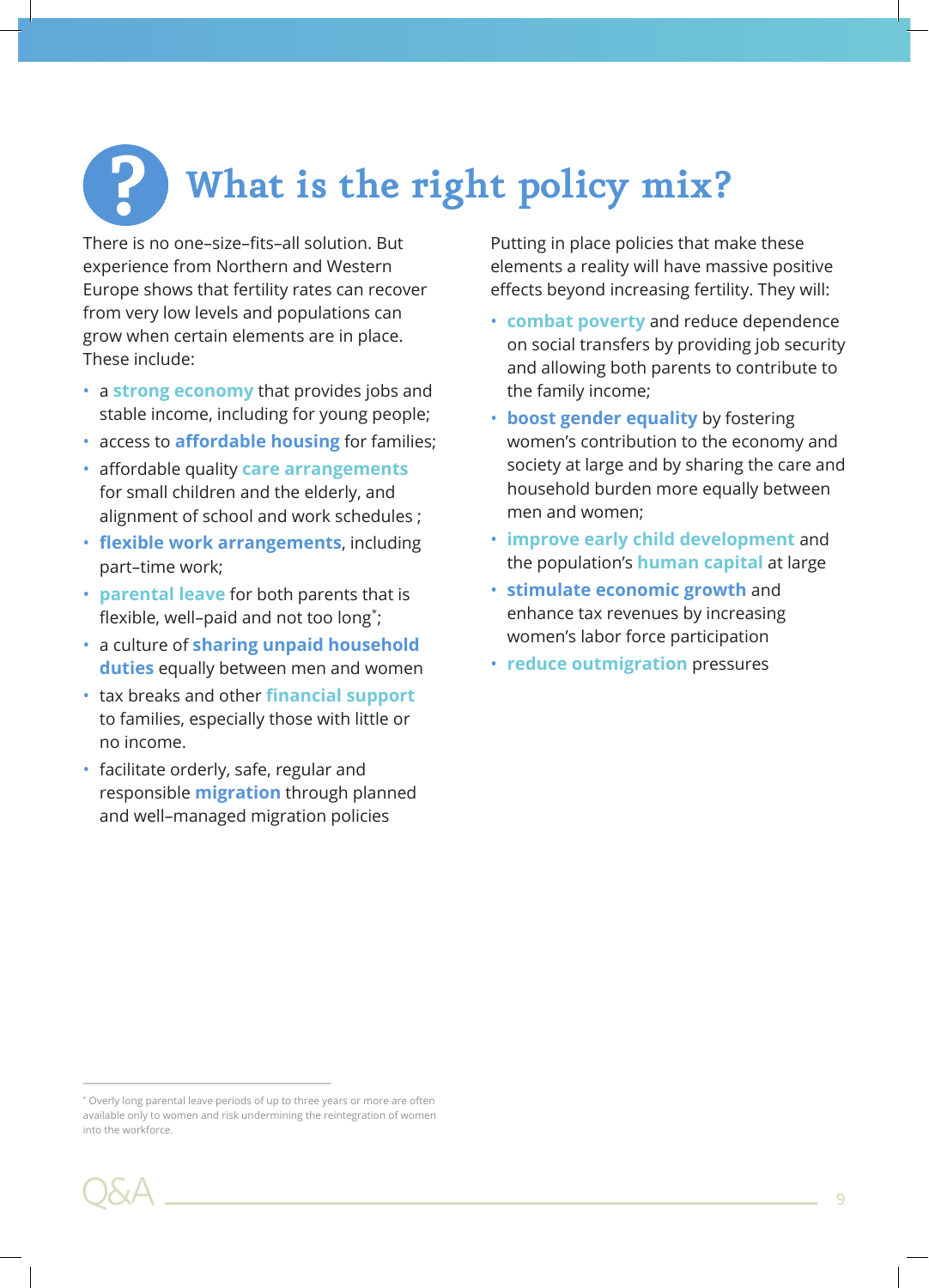# What is the right policy mix?

There is no one–size–fits–all solution. But experience from Northern and Western Europe shows that fertility rates can recover from very low levels and populations can grow when certain elements are in place. These include:

- a **strong economy** that provides jobs and stable income, including for young people;
- access to **affordable housing** for families;
- affordable quality **care arrangements** for small children and the elderly, and alignment of school and work schedules ;
- **flexible work arrangements**, including part–time work;
- **parental leave** for both parents that is flexible, well–paid and not too long*;
- a culture of **sharing unpaid household duties** equally between men and women
- tax breaks and other **financial support** to families, especially those with little or no income.
- facilitate orderly, safe, regular and responsible **migration** through planned and well–managed migration policies

Putting in place policies that make these elements a reality will have massive positive effects beyond increasing fertility. They will:

- **combat poverty** and reduce dependence on social transfers by providing job security and allowing both parents to contribute to the family income;
- **boost gender equality** by fostering women's contribution to the economy and society at large and by sharing the care and household burden more equally between men and women;
- **improve early child development** and the population's **human capital** at large
- **stimulate economic growth** and enhance tax revenues by increasing women's labor force participation
- **reduce outmigration** pressures

* Overly long parental leave periods of up to three years or more are often available only to women and risk undermining the reintegration of women into the workforce.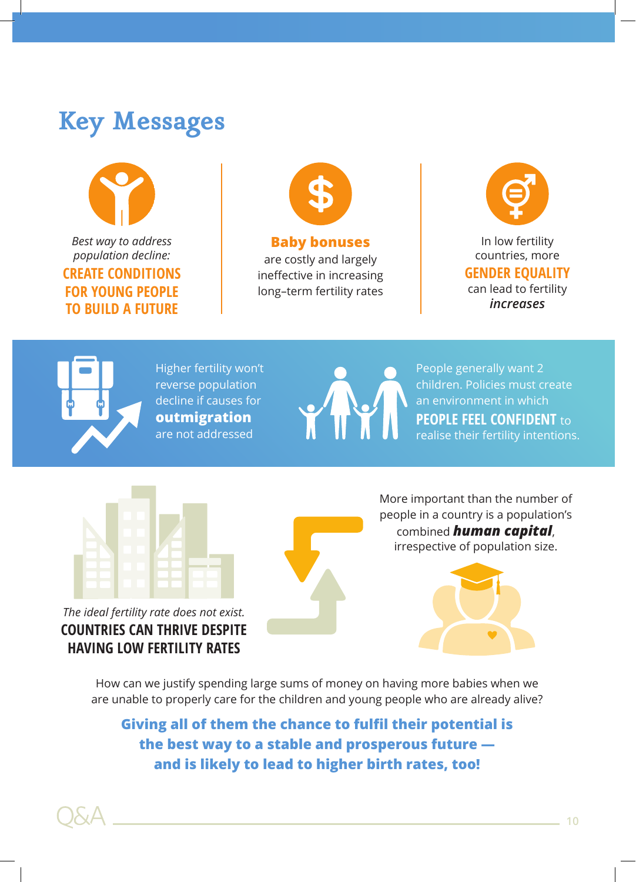# Key Messages

*Best way to address population decline:*

**CREATE CONDITIONS FOR YOUNG PEOPLE TO BUILD A FUTURE**

**Baby bonuses** are costly and largely ineffective in increasing long-term fertility rates

In low fertility countries, more **GENDER EQUALITY** can lead to fertility ***increases***

Higher fertility won't reverse population decline if causes for **outmigration** are not addressed

People generally want 2 children. Policies must create an environment in which **PEOPLE FEEL CONFIDENT** to realise their fertility intentions.

*The ideal fertility rate does not exist.*
**COUNTRIES CAN THRIVE DESPITE HAVING LOW FERTILITY RATES**

More important than the number of people in a country is a population's combined ***human capital***, irrespective of population size.

How can we justify spending large sums of money on having more babies when we are unable to properly care for the children and young people who are already alive?

**Giving all of them the chance to fulfil their potential is the best way to a stable and prosperous future — and is likely to lead to higher birth rates, too!**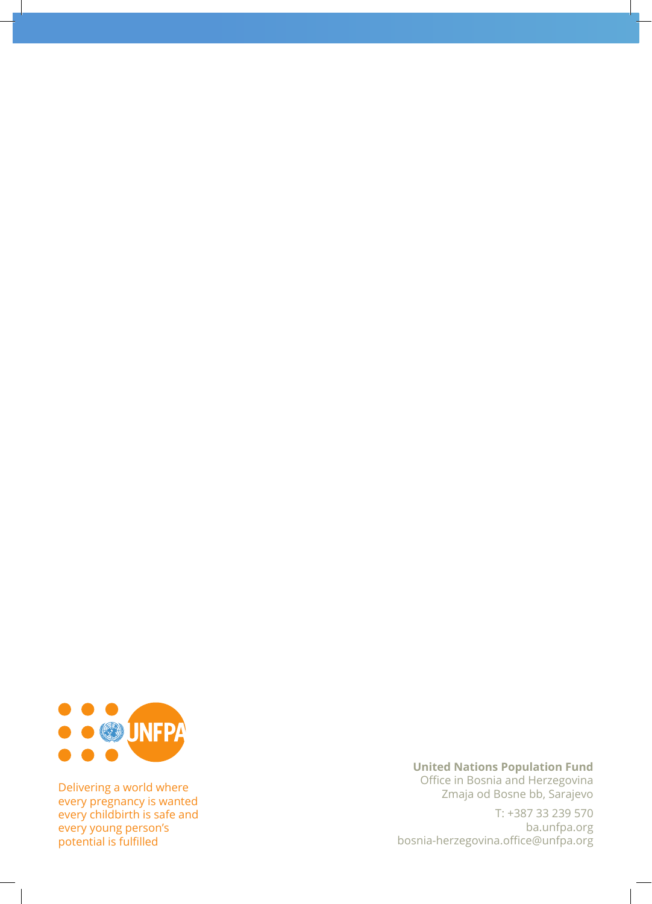UNFPA

Delivering a world where
every pregnancy is wanted
every childbirth is safe and
every young person's
potential is fulfilled

**United Nations Population Fund**
Office in Bosnia and Herzegovina
Zmaja od Bosne bb, Sarajevo

T: +387 33 239 570
ba.unfpa.org
bosnia-herzegovina.office@unfpa.org